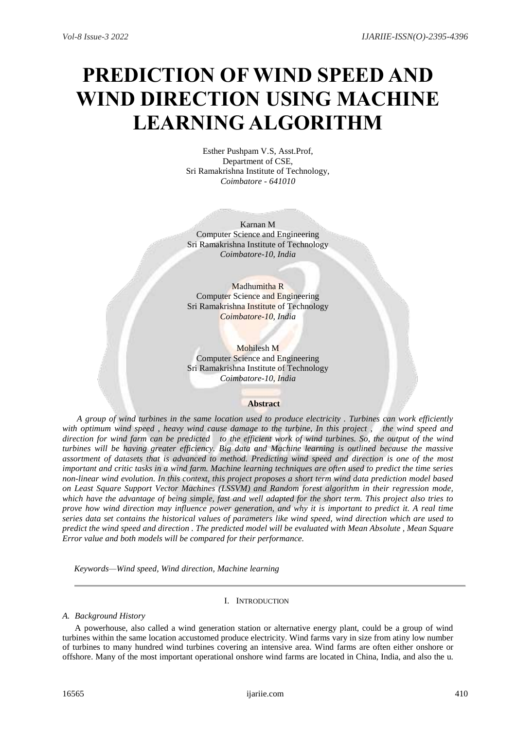# PREDICTION OF WIND SPEED AND WIND DIRECTION USING MACHINE LEARNING ALGORITHM

Esther Pushpam V.S, Asst.Prof,
Department of CSE,
Sri Ramakrishna Institute of Technology,
*Coimbatore - 641010*

Karnan M
Computer Science and Engineering
Sri Ramakrishna Institute of Technology
*Coimbatore-10, India*

Madhumitha R
Computer Science and Engineering
Sri Ramakrishna Institute of Technology
*Coimbatore-10, India*

Mohilesh M
Computer Science and Engineering
Sri Ramakrishna Institute of Technology
*Coimbatore-10, India*

**Abstract**

*A group of wind turbines in the same location used to produce electricity . Turbines can work efficiently with optimum wind speed , heavy wind cause damage to the turbine, In this project , the wind speed and direction for wind farm can be predicted to the efficient work of wind turbines. So, the output of the wind turbines will be having greater efficiency. Big data and Machine learning is outlined because the massive assortment of datasets that is advanced to method. Predicting wind speed and direction is one of the most important and critic tasks in a wind farm. Machine learning techniques are often used to predict the time series non-linear wind evolution. In this context, this project proposes a short term wind data prediction model based on Least Square Support Vector Machines (LSSVM) and Random forest algorithm in their regression mode, which have the advantage of being simple, fast and well adapted for the short term. This project also tries to prove how wind direction may influence power generation, and why it is important to predict it. A real time series data set contains the historical values of parameters like wind speed, wind direction which are used to predict the wind speed and direction . The predicted model will be evaluated with Mean Absolute , Mean Square Error value and both models will be compared for their performance.*

*Keywords—Wind speed, Wind direction, Machine learning*

## I. INTRODUCTION

### *A. Background History*

A powerhouse, also called a wind generation station or alternative energy plant, could be a group of wind turbines within the same location accustomed produce electricity. Wind farms vary in size from atiny low number of turbines to many hundred wind turbines covering an intensive area. Wind farms are often either onshore or offshore. Many of the most important operational onshore wind farms are located in China, India, and also the u.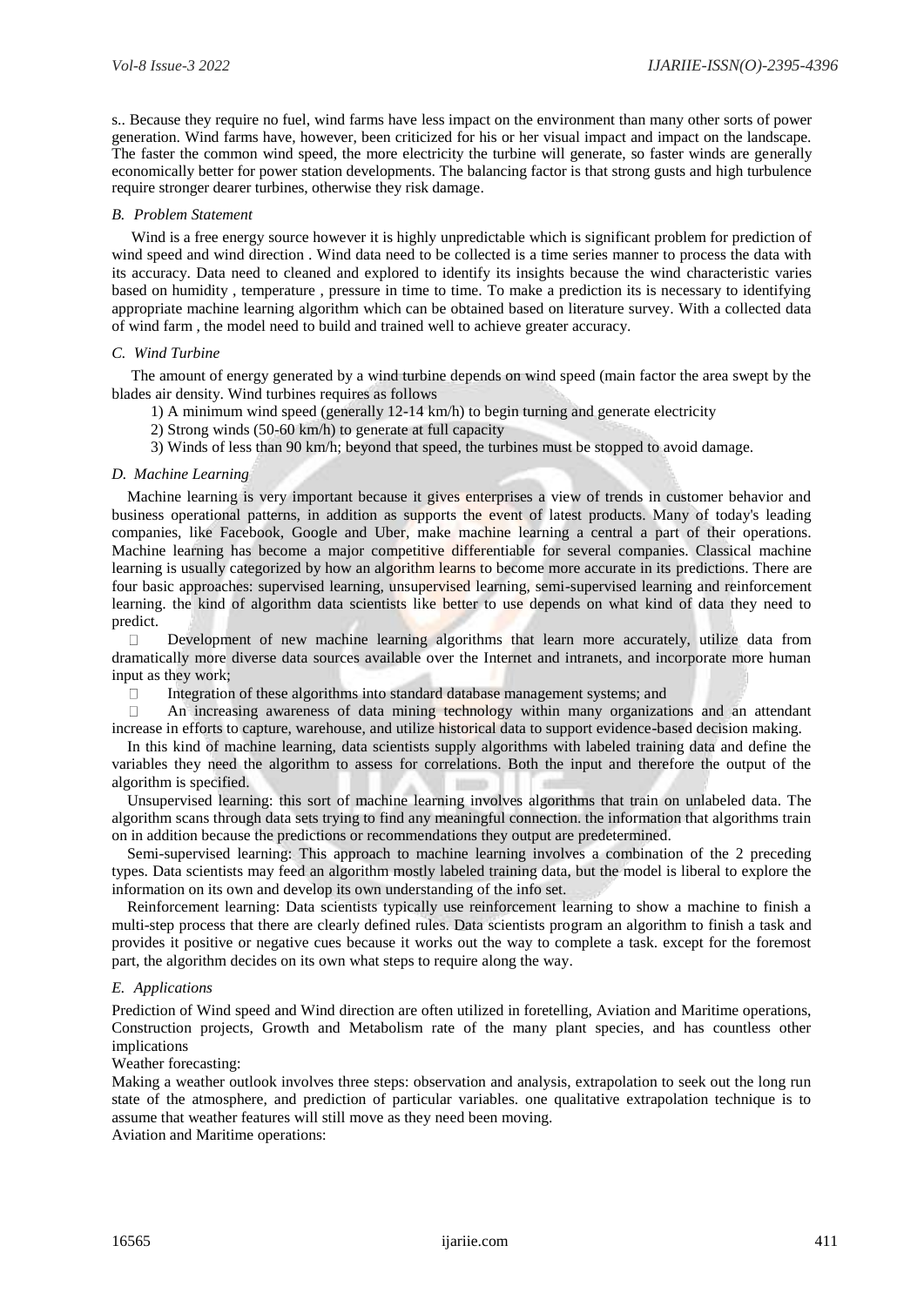s.. Because they require no fuel, wind farms have less impact on the environment than many other sorts of power generation. Wind farms have, however, been criticized for his or her visual impact and impact on the landscape. The faster the common wind speed, the more electricity the turbine will generate, so faster winds are generally economically better for power station developments. The balancing factor is that strong gusts and high turbulence require stronger dearer turbines, otherwise they risk damage.

### *B. Problem Statement*

Wind is a free energy source however it is highly unpredictable which is significant problem for prediction of wind speed and wind direction . Wind data need to be collected is a time series manner to process the data with its accuracy. Data need to cleaned and explored to identify its insights because the wind characteristic varies based on humidity , temperature , pressure in time to time. To make a prediction its is necessary to identifying appropriate machine learning algorithm which can be obtained based on literature survey. With a collected data of wind farm , the model need to build and trained well to achieve greater accuracy.

### *C. Wind Turbine*

The amount of energy generated by a wind turbine depends on wind speed (main factor the area swept by the blades air density. Wind turbines requires as follows

1) A minimum wind speed (generally 12-14 km/h) to begin turning and generate electricity
2) Strong winds (50-60 km/h) to generate at full capacity
3) Winds of less than 90 km/h; beyond that speed, the turbines must be stopped to avoid damage.

### *D. Machine Learning*

Machine learning is very important because it gives enterprises a view of trends in customer behavior and business operational patterns, in addition as supports the event of latest products. Many of today's leading companies, like Facebook, Google and Uber, make machine learning a central a part of their operations. Machine learning has become a major competitive differentiable for several companies. Classical machine learning is usually categorized by how an algorithm learns to become more accurate in its predictions. There are four basic approaches: supervised learning, unsupervised learning, semi-supervised learning and reinforcement learning. the kind of algorithm data scientists like better to use depends on what kind of data they need to predict.

- Development of new machine learning algorithms that learn more accurately, utilize data from dramatically more diverse data sources available over the Internet and intranets, and incorporate more human input as they work;
- Integration of these algorithms into standard database management systems; and
- An increasing awareness of data mining technology within many organizations and an attendant increase in efforts to capture, warehouse, and utilize historical data to support evidence-based decision making.

In this kind of machine learning, data scientists supply algorithms with labeled training data and define the variables they need the algorithm to assess for correlations. Both the input and therefore the output of the algorithm is specified.

Unsupervised learning: this sort of machine learning involves algorithms that train on unlabeled data. The algorithm scans through data sets trying to find any meaningful connection. the information that algorithms train on in addition because the predictions or recommendations they output are predetermined.

Semi-supervised learning: This approach to machine learning involves a combination of the 2 preceding types. Data scientists may feed an algorithm mostly labeled training data, but the model is liberal to explore the information on its own and develop its own understanding of the info set.

Reinforcement learning: Data scientists typically use reinforcement learning to show a machine to finish a multi-step process that there are clearly defined rules. Data scientists program an algorithm to finish a task and provides it positive or negative cues because it works out the way to complete a task. except for the foremost part, the algorithm decides on its own what steps to require along the way.

### *E. Applications*

Prediction of Wind speed and Wind direction are often utilized in foretelling, Aviation and Maritime operations, Construction projects, Growth and Metabolism rate of the many plant species, and has countless other implications

Weather forecasting:

Making a weather outlook involves three steps: observation and analysis, extrapolation to seek out the long run state of the atmosphere, and prediction of particular variables. one qualitative extrapolation technique is to assume that weather features will still move as they need been moving.

Aviation and Maritime operations: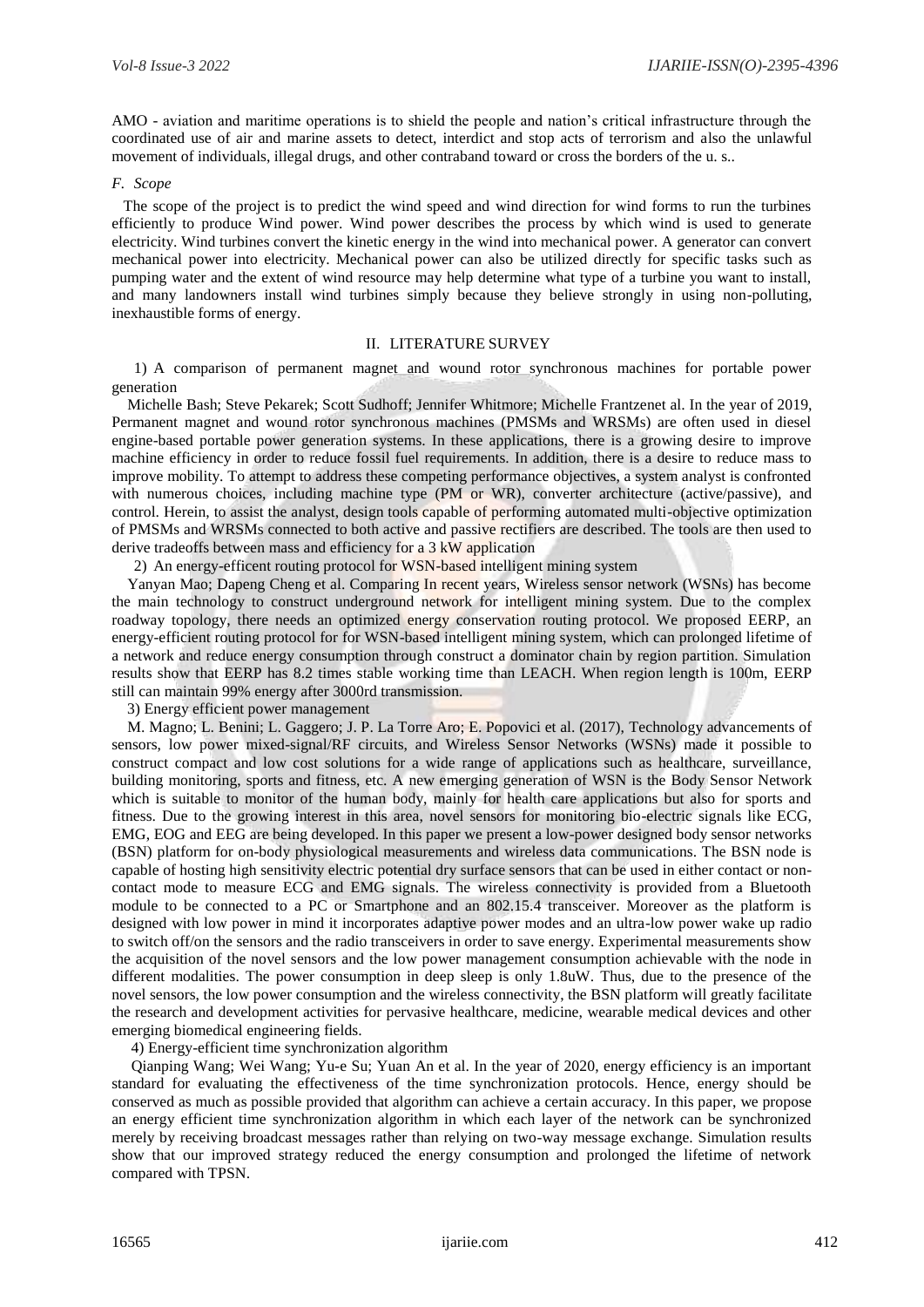AMO - aviation and maritime operations is to shield the people and nation's critical infrastructure through the coordinated use of air and marine assets to detect, interdict and stop acts of terrorism and also the unlawful movement of individuals, illegal drugs, and other contraband toward or cross the borders of the u. s..

### *F. Scope*

The scope of the project is to predict the wind speed and wind direction for wind forms to run the turbines efficiently to produce Wind power. Wind power describes the process by which wind is used to generate electricity. Wind turbines convert the kinetic energy in the wind into mechanical power. A generator can convert mechanical power into electricity. Mechanical power can also be utilized directly for specific tasks such as pumping water and the extent of wind resource may help determine what type of a turbine you want to install, and many landowners install wind turbines simply because they believe strongly in using non-polluting, inexhaustible forms of energy.

## II. LITERATURE SURVEY

1) A comparison of permanent magnet and wound rotor synchronous machines for portable power generation

Michelle Bash; Steve Pekarek; Scott Sudhoff; Jennifer Whitmore; Michelle Frantzenet al. In the year of 2019, Permanent magnet and wound rotor synchronous machines (PMSMs and WRSMs) are often used in diesel engine-based portable power generation systems. In these applications, there is a growing desire to improve machine efficiency in order to reduce fossil fuel requirements. In addition, there is a desire to reduce mass to improve mobility. To attempt to address these competing performance objectives, a system analyst is confronted with numerous choices, including machine type (PM or WR), converter architecture (active/passive), and control. Herein, to assist the analyst, design tools capable of performing automated multi-objective optimization of PMSMs and WRSMs connected to both active and passive rectifiers are described. The tools are then used to derive tradeoffs between mass and efficiency for a 3 kW application

2) An energy-efficent routing protocol for WSN-based intelligent mining system

Yanyan Mao; Dapeng Cheng et al. Comparing In recent years, Wireless sensor network (WSNs) has become the main technology to construct underground network for intelligent mining system. Due to the complex roadway topology, there needs an optimized energy conservation routing protocol. We proposed EERP, an energy-efficient routing protocol for for WSN-based intelligent mining system, which can prolonged lifetime of a network and reduce energy consumption through construct a dominator chain by region partition. Simulation results show that EERP has 8.2 times stable working time than LEACH. When region length is 100m, EERP still can maintain 99% energy after 3000rd transmission.

3) Energy efficient power management

M. Magno; L. Benini; L. Gaggero; J. P. La Torre Aro; E. Popovici et al. (2017), Technology advancements of sensors, low power mixed-signal/RF circuits, and Wireless Sensor Networks (WSNs) made it possible to construct compact and low cost solutions for a wide range of applications such as healthcare, surveillance, building monitoring, sports and fitness, etc. A new emerging generation of WSN is the Body Sensor Network which is suitable to monitor of the human body, mainly for health care applications but also for sports and fitness. Due to the growing interest in this area, novel sensors for monitoring bio-electric signals like ECG, EMG, EOG and EEG are being developed. In this paper we present a low-power designed body sensor networks (BSN) platform for on-body physiological measurements and wireless data communications. The BSN node is capable of hosting high sensitivity electric potential dry surface sensors that can be used in either contact or non-contact mode to measure ECG and EMG signals. The wireless connectivity is provided from a Bluetooth module to be connected to a PC or Smartphone and an 802.15.4 transceiver. Moreover as the platform is designed with low power in mind it incorporates adaptive power modes and an ultra-low power wake up radio to switch off/on the sensors and the radio transceivers in order to save energy. Experimental measurements show the acquisition of the novel sensors and the low power management consumption achievable with the node in different modalities. The power consumption in deep sleep is only 1.8uW. Thus, due to the presence of the novel sensors, the low power consumption and the wireless connectivity, the BSN platform will greatly facilitate the research and development activities for pervasive healthcare, medicine, wearable medical devices and other emerging biomedical engineering fields.

4) Energy-efficient time synchronization algorithm

Qianping Wang; Wei Wang; Yu-e Su; Yuan An et al. In the year of 2020, energy efficiency is an important standard for evaluating the effectiveness of the time synchronization protocols. Hence, energy should be conserved as much as possible provided that algorithm can achieve a certain accuracy. In this paper, we propose an energy efficient time synchronization algorithm in which each layer of the network can be synchronized merely by receiving broadcast messages rather than relying on two-way message exchange. Simulation results show that our improved strategy reduced the energy consumption and prolonged the lifetime of network compared with TPSN.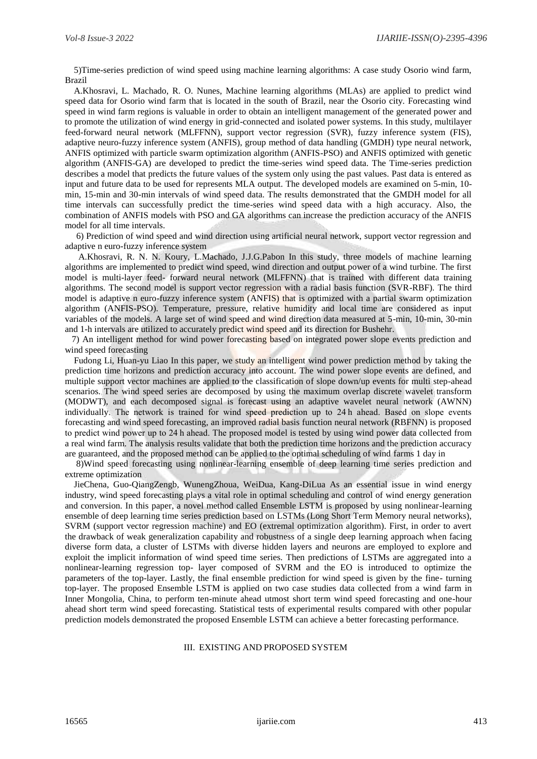5)Time-series prediction of wind speed using machine learning algorithms: A case study Osorio wind farm, Brazil

A.Khosravi, L. Machado, R. O. Nunes, Machine learning algorithms (MLAs) are applied to predict wind speed data for Osorio wind farm that is located in the south of Brazil, near the Osorio city. Forecasting wind speed in wind farm regions is valuable in order to obtain an intelligent management of the generated power and to promote the utilization of wind energy in grid-connected and isolated power systems. In this study, multilayer feed-forward neural network (MLFFNN), support vector regression (SVR), fuzzy inference system (FIS), adaptive neuro-fuzzy inference system (ANFIS), group method of data handling (GMDH) type neural network, ANFIS optimized with particle swarm optimization algorithm (ANFIS-PSO) and ANFIS optimized with genetic algorithm (ANFIS-GA) are developed to predict the time-series wind speed data. The Time-series prediction describes a model that predicts the future values of the system only using the past values. Past data is entered as input and future data to be used for represents MLA output. The developed models are examined on 5-min, 10-min, 15-min and 30-min intervals of wind speed data. The results demonstrated that the GMDH model for all time intervals can successfully predict the time-series wind speed data with a high accuracy. Also, the combination of ANFIS models with PSO and GA algorithms can increase the prediction accuracy of the ANFIS model for all time intervals.

6) Prediction of wind speed and wind direction using artificial neural network, support vector regression and adaptive n euro-fuzzy inference system

A.Khosravi, R. N. N. Koury, L.Machado, J.J.G.Pabon In this study, three models of machine learning algorithms are implemented to predict wind speed, wind direction and output power of a wind turbine. The first model is multi-layer feed- forward neural network (MLFFNN) that is trained with different data training algorithms. The second model is support vector regression with a radial basis function (SVR-RBF). The third model is adaptive n euro-fuzzy inference system (ANFIS) that is optimized with a partial swarm optimization algorithm (ANFIS-PSO). Temperature, pressure, relative humidity and local time are considered as input variables of the models. A large set of wind speed and wind direction data measured at 5-min, 10-min, 30-min and 1-h intervals are utilized to accurately predict wind speed and its direction for Bushehr.

7) An intelligent method for wind power forecasting based on integrated power slope events prediction and wind speed forecasting

Fudong Li, Huan-yu Liao In this paper, we study an intelligent wind power prediction method by taking the prediction time horizons and prediction accuracy into account. The wind power slope events are defined, and multiple support vector machines are applied to the classification of slope down/up events for multi step-ahead scenarios. The wind speed series are decomposed by using the maximum overlap discrete wavelet transform (MODWT), and each decomposed signal is forecast using an adaptive wavelet neural network (AWNN) individually. The network is trained for wind speed prediction up to 24 h ahead. Based on slope events forecasting and wind speed forecasting, an improved radial basis function neural network (RBFNN) is proposed to predict wind power up to 24 h ahead. The proposed model is tested by using wind power data collected from a real wind farm. The analysis results validate that both the prediction time horizons and the prediction accuracy are guaranteed, and the proposed method can be applied to the optimal scheduling of wind farms 1 day in

8)Wind speed forecasting using nonlinear-learning ensemble of deep learning time series prediction and extreme optimization

JieChena, Guo-QiangZengb, WunengZhoua, WeiDua, Kang-DiLua As an essential issue in wind energy industry, wind speed forecasting plays a vital role in optimal scheduling and control of wind energy generation and conversion. In this paper, a novel method called Ensemble LSTM is proposed by using nonlinear-learning ensemble of deep learning time series prediction based on LSTMs (Long Short Term Memory neural networks), SVRM (support vector regression machine) and EO (extremal optimization algorithm). First, in order to avert the drawback of weak generalization capability and robustness of a single deep learning approach when facing diverse form data, a cluster of LSTMs with diverse hidden layers and neurons are employed to explore and exploit the implicit information of wind speed time series. Then predictions of LSTMs are aggregated into a nonlinear-learning regression top- layer composed of SVRM and the EO is introduced to optimize the parameters of the top-layer. Lastly, the final ensemble prediction for wind speed is given by the fine- turning top-layer. The proposed Ensemble LSTM is applied on two case studies data collected from a wind farm in Inner Mongolia, China, to perform ten-minute ahead utmost short term wind speed forecasting and one-hour ahead short term wind speed forecasting. Statistical tests of experimental results compared with other popular prediction models demonstrated the proposed Ensemble LSTM can achieve a better forecasting performance.

## III. EXISTING AND PROPOSED SYSTEM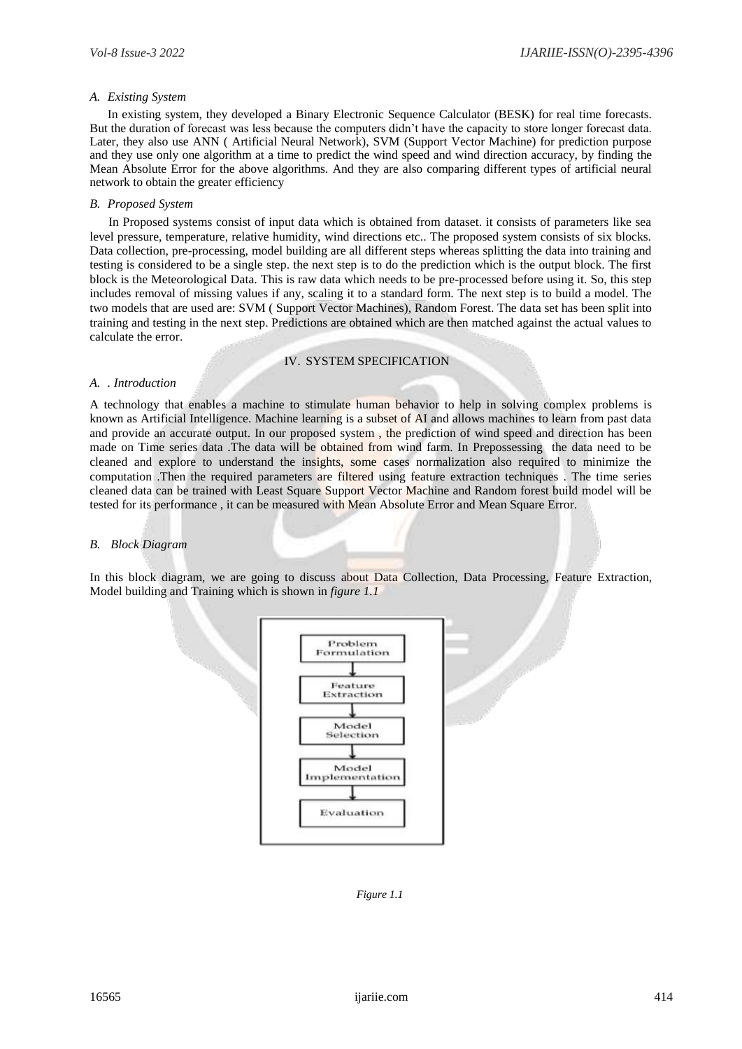### *A. Existing System*

In existing system, they developed a Binary Electronic Sequence Calculator (BESK) for real time forecasts. But the duration of forecast was less because the computers didn't have the capacity to store longer forecast data. Later, they also use ANN ( Artificial Neural Network), SVM (Support Vector Machine) for prediction purpose and they use only one algorithm at a time to predict the wind speed and wind direction accuracy, by finding the Mean Absolute Error for the above algorithms. And they are also comparing different types of artificial neural network to obtain the greater efficiency

### *B. Proposed System*

In Proposed systems consist of input data which is obtained from dataset. it consists of parameters like sea level pressure, temperature, relative humidity, wind directions etc.. The proposed system consists of six blocks. Data collection, pre-processing, model building are all different steps whereas splitting the data into training and testing is considered to be a single step. the next step is to do the prediction which is the output block. The first block is the Meteorological Data. This is raw data which needs to be pre-processed before using it. So, this step includes removal of missing values if any, scaling it to a standard form. The next step is to build a model. The two models that are used are: SVM ( Support Vector Machines), Random Forest. The data set has been split into training and testing in the next step. Predictions are obtained which are then matched against the actual values to calculate the error.

## IV. SYSTEM SPECIFICATION

### *A. . Introduction*

A technology that enables a machine to stimulate human behavior to help in solving complex problems is known as Artificial Intelligence. Machine learning is a subset of AI and allows machines to learn from past data and provide an accurate output. In our proposed system , the prediction of wind speed and direction has been made on Time series data .The data will be obtained from wind farm. In Prepossessing the data need to be cleaned and explore to understand the insights, some cases normalization also required to minimize the computation .Then the required parameters are filtered using feature extraction techniques . The time series cleaned data can be trained with Least Square Support Vector Machine and Random forest build model will be tested for its performance , it can be measured with Mean Absolute Error and Mean Square Error.

### *B. Block Diagram*

In this block diagram, we are going to discuss about Data Collection, Data Processing, Feature Extraction, Model building and Training which is shown in *figure 1.1*

Problem Formulation → Feature Extraction → Model Selection → Model Implementation → Evaluation

*Figure 1.1*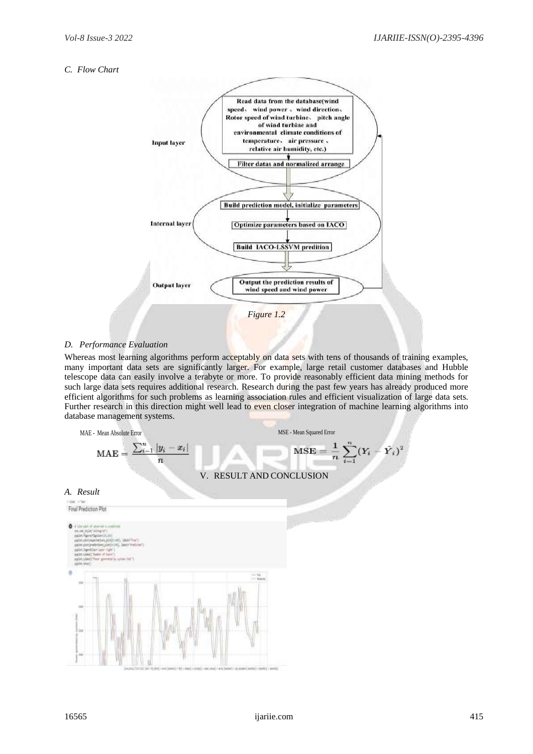*C. Flow Chart*

Input layer

Read data from the database(wind speed、 wind power 、 wind direction、 Rotor speed of wind turbine、 pitch angle of wind turbine and environmental climate conditions of temperature、 air pressure 、 relative air humidity, etc.)

Filter datas and normalized arrange

Internal layer

Build prediction model, initialize parameters

Optimize parameters based on IACO

Build IACO-LSSVM predition

Output layer

Output the prediction results of wind speed and wind power

*Figure 1.2*

*D. Performance Evaluation*

Whereas most learning algorithms perform acceptably on data sets with tens of thousands of training examples, many important data sets are significantly larger. For example, large retail customer databases and Hubble telescope data can easily involve a terabyte or more. To provide reasonably efficient data mining methods for such large data sets requires additional research. Research during the past few years has already produced more efficient algorithms for such problems as learning association rules and efficient visualization of large data sets. Further research in this direction might well lead to even closer integration of machine learning algorithms into database management systems.

MAE - Mean Absolute Error

$$\mathrm{MAE} = \frac{\sum_{i=1}^{n} |y_i - x_i|}{n}$$

MSE - Mean Squared Error

$$\mathrm{MSE} = \frac{1}{n}\sum_{i=1}^{n}(Y_i - \hat{Y}_i)^2$$

## V. RESULT AND CONCLUSION

*A. Result*

Final Prediction Plot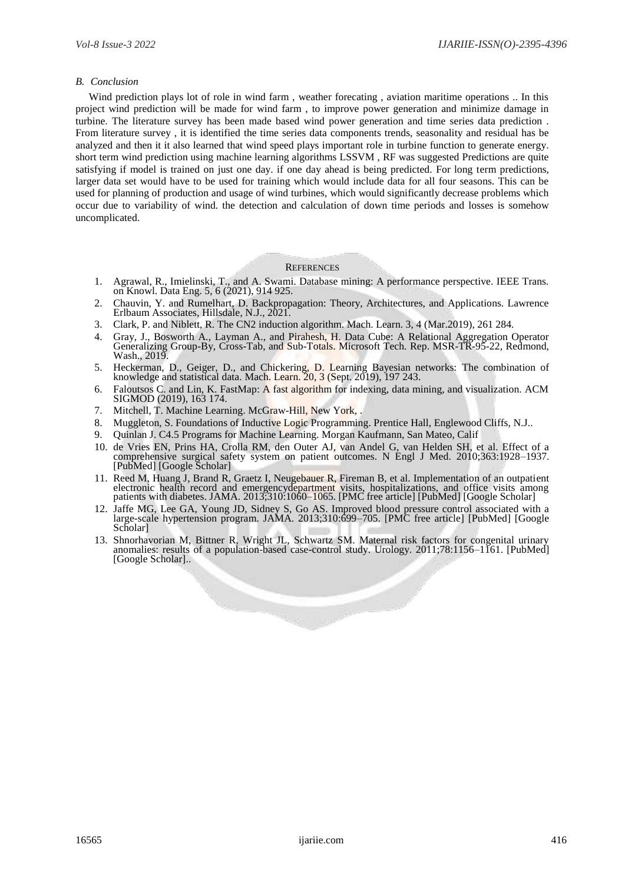### B. Conclusion

Wind prediction plays lot of role in wind farm , weather forecating , aviation maritime operations .. In this project wind prediction will be made for wind farm , to improve power generation and minimize damage in turbine. The literature survey has been made based wind power generation and time series data prediction . From literature survey , it is identified the time series data components trends, seasonality and residual has be analyzed and then it it also learned that wind speed plays important role in turbine function to generate energy. short term wind prediction using machine learning algorithms LSSVM , RF was suggested Predictions are quite satisfying if model is trained on just one day. if one day ahead is being predicted. For long term predictions, larger data set would have to be used for training which would include data for all four seasons. This can be used for planning of production and usage of wind turbines, which would significantly decrease problems which occur due to variability of wind. the detection and calculation of down time periods and losses is somehow uncomplicated.

## References

1. Agrawal, R., Imielinski, T., and A. Swami. Database mining: A performance perspective. IEEE Trans. on Knowl. Data Eng. 5, 6 (2021), 914 925.
2. Chauvin, Y. and Rumelhart, D. Backpropagation: Theory, Architectures, and Applications. Lawrence Erlbaum Associates, Hillsdale, N.J., 2021.
3. Clark, P. and Niblett, R. The CN2 induction algorithm. Mach. Learn. 3, 4 (Mar.2019), 261 284.
4. Gray, J., Bosworth A., Layman A., and Pirahesh, H. Data Cube: A Relational Aggregation Operator Generalizing Group-By, Cross-Tab, and Sub-Totals. Microsoft Tech. Rep. MSR-TR-95-22, Redmond, Wash., 2019.
5. Heckerman, D., Geiger, D., and Chickering, D. Learning Bayesian networks: The combination of knowledge and statistical data. Mach. Learn. 20, 3 (Sept. 2019), 197 243.
6. Faloutsos C. and Lin, K. FastMap: A fast algorithm for indexing, data mining, and visualization. ACM SIGMOD (2019), 163 174.
7. Mitchell, T. Machine Learning. McGraw-Hill, New York, .
8. Muggleton, S. Foundations of Inductive Logic Programming. Prentice Hall, Englewood Cliffs, N.J..
9. Quinlan J. C4.5 Programs for Machine Learning. Morgan Kaufmann, San Mateo, Calif
10. de Vries EN, Prins HA, Crolla RM, den Outer AJ, van Andel G, van Helden SH, et al. Effect of a comprehensive surgical safety system on patient outcomes. N Engl J Med. 2010;363:1928–1937. [PubMed] [Google Scholar]
11. Reed M, Huang J, Brand R, Graetz I, Neugebauer R, Fireman B, et al. Implementation of an outpatient electronic health record and emergencydepartment visits, hospitalizations, and office visits among patients with diabetes. JAMA. 2013;310:1060–1065. [PMC free article] [PubMed] [Google Scholar]
12. Jaffe MG, Lee GA, Young JD, Sidney S, Go AS. Improved blood pressure control associated with a large-scale hypertension program. JAMA. 2013;310:699–705. [PMC free article] [PubMed] [Google Scholar]
13. Shnorhavorian M, Bittner R, Wright JL, Schwartz SM. Maternal risk factors for congenital urinary anomalies: results of a population-based case-control study. Urology. 2011;78:1156–1161. [PubMed] [Google Scholar]..